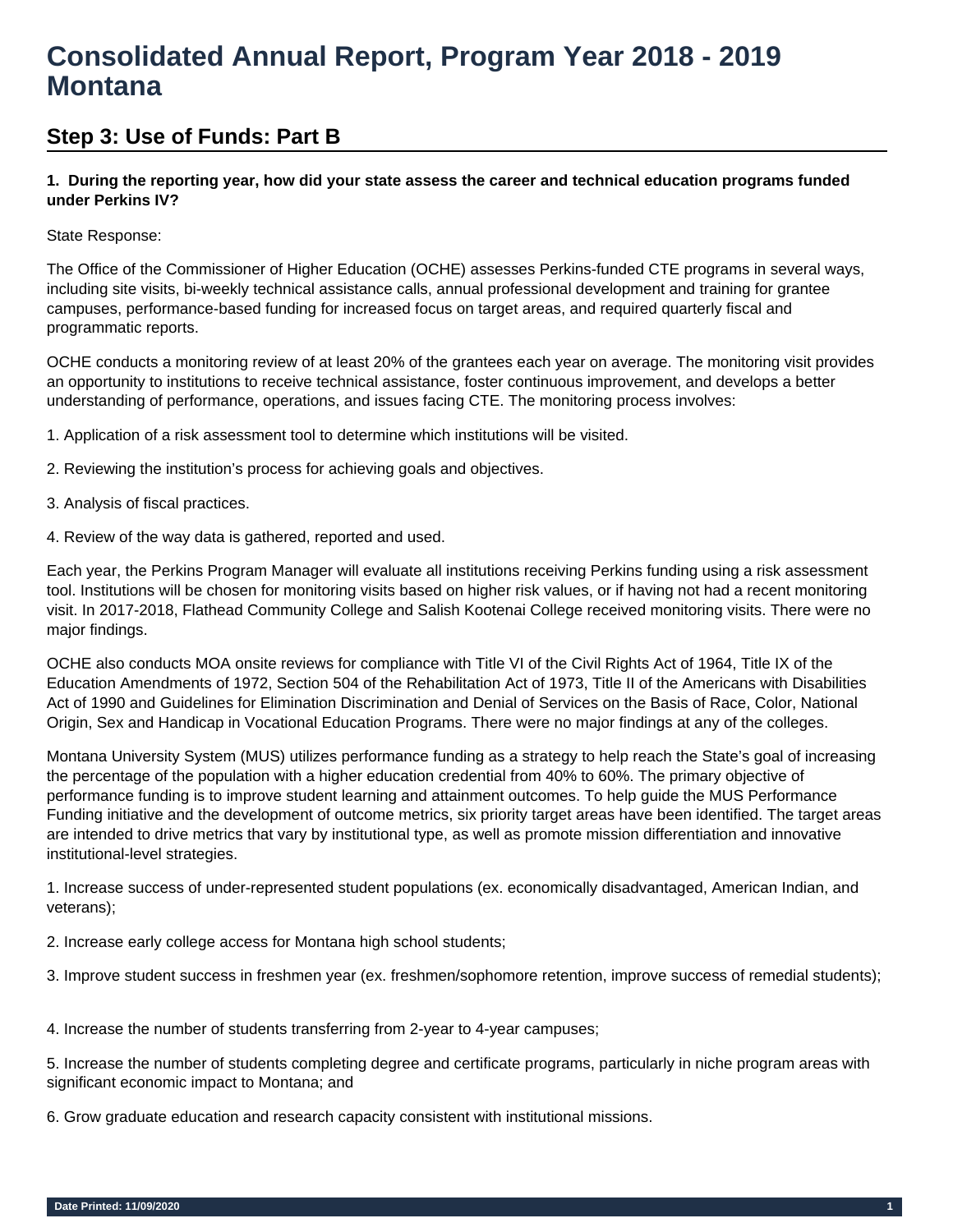# Consolidated Annual Report, Program Year 2018 - 2019 Montana

## Step 3: Use of Funds: Part B

**1. During the reporting year, how did your state assess the career and technical education programs funded under Perkins IV?**

State Response:

The Office of the Commissioner of Higher Education (OCHE) assesses Perkins-funded CTE programs in several ways, including site visits, bi-weekly technical assistance calls, annual professional development and training for grantee campuses, performance-based funding for increased focus on target areas, and required quarterly fiscal and programmatic reports.

OCHE conducts a monitoring review of at least 20% of the grantees each year on average. The monitoring visit provides an opportunity to institutions to receive technical assistance, foster continuous improvement, and develops a better understanding of performance, operations, and issues facing CTE. The monitoring process involves:

1. Application of a risk assessment tool to determine which institutions will be visited.

2. Reviewing the institution's process for achieving goals and objectives.

3. Analysis of fiscal practices.

4. Review of the way data is gathered, reported and used.

Each year, the Perkins Program Manager will evaluate all institutions receiving Perkins funding using a risk assessment tool. Institutions will be chosen for monitoring visits based on higher risk values, or if having not had a recent monitoring visit. In 2017-2018, Flathead Community College and Salish Kootenai College received monitoring visits. There were no major findings.

OCHE also conducts MOA onsite reviews for compliance with Title VI of the Civil Rights Act of 1964, Title IX of the Education Amendments of 1972, Section 504 of the Rehabilitation Act of 1973, Title II of the Americans with Disabilities Act of 1990 and Guidelines for Elimination Discrimination and Denial of Services on the Basis of Race, Color, National Origin, Sex and Handicap in Vocational Education Programs. There were no major findings at any of the colleges.

Montana University System (MUS) utilizes performance funding as a strategy to help reach the State's goal of increasing the percentage of the population with a higher education credential from 40% to 60%. The primary objective of performance funding is to improve student learning and attainment outcomes. To help guide the MUS Performance Funding initiative and the development of outcome metrics, six priority target areas have been identified. The target areas are intended to drive metrics that vary by institutional type, as well as promote mission differentiation and innovative institutional-level strategies.

1. Increase success of under-represented student populations (ex. economically disadvantaged, American Indian, and veterans);

2. Increase early college access for Montana high school students;

3. Improve student success in freshmen year (ex. freshmen/sophomore retention, improve success of remedial students);

4. Increase the number of students transferring from 2-year to 4-year campuses;

5. Increase the number of students completing degree and certificate programs, particularly in niche program areas with significant economic impact to Montana; and

6. Grow graduate education and research capacity consistent with institutional missions.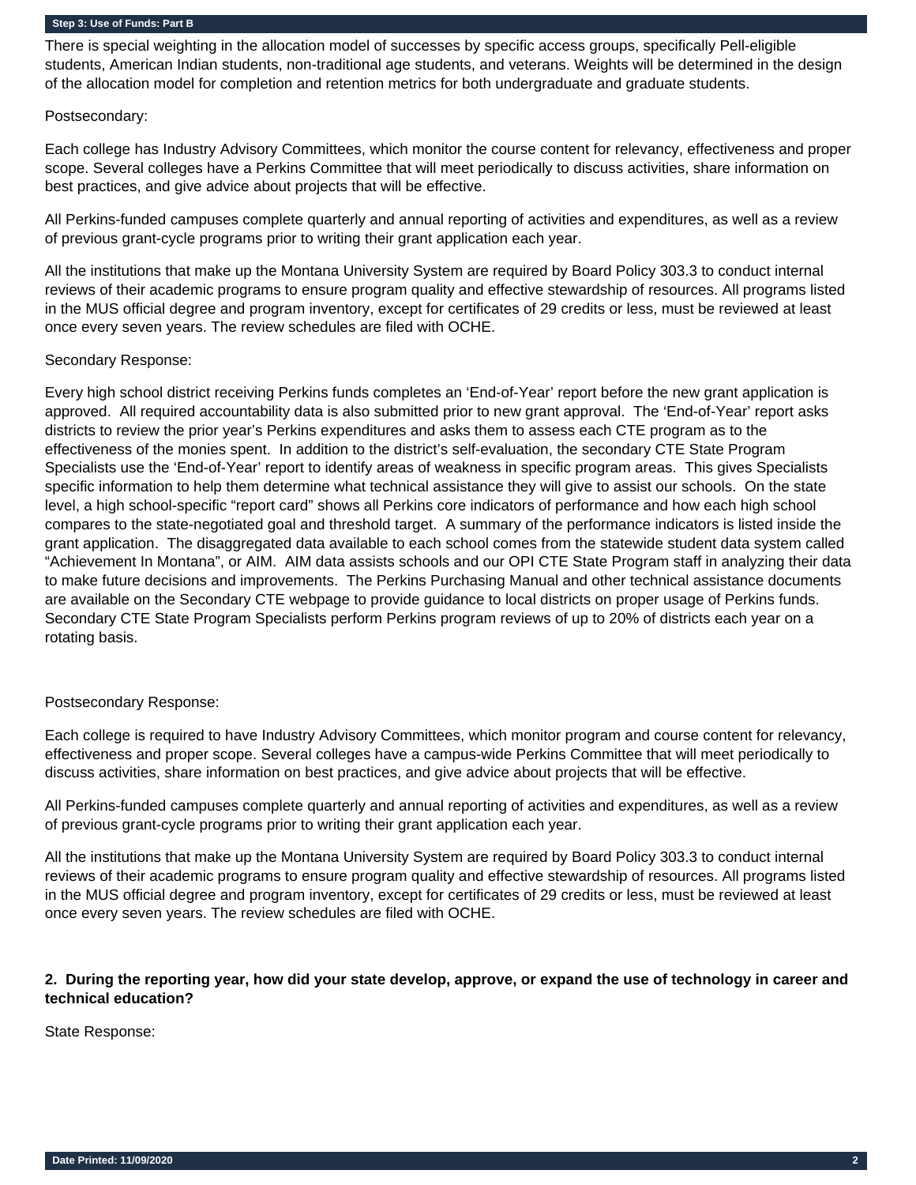#### Step 3: Use of Funds: Part B

There is special weighting in the allocation model of successes by specific access groups, specifically Pell-eligible students, American Indian students, non-traditional age students, and veterans. Weights will be determined in the design of the allocation model for completion and retention metrics for both undergraduate and graduate students.

Postsecondary:

Each college has Industry Advisory Committees, which monitor the course content for relevancy, effectiveness and proper scope. Several colleges have a Perkins Committee that will meet periodically to discuss activities, share information on best practices, and give advice about projects that will be effective.

All Perkins-funded campuses complete quarterly and annual reporting of activities and expenditures, as well as a review of previous grant-cycle programs prior to writing their grant application each year.

All the institutions that make up the Montana University System are required by Board Policy 303.3 to conduct internal reviews of their academic programs to ensure program quality and effective stewardship of resources. All programs listed in the MUS official degree and program inventory, except for certificates of 29 credits or less, must be reviewed at least once every seven years. The review schedules are filed with OCHE.

Secondary Response:

Every high school district receiving Perkins funds completes an 'End-of-Year' report before the new grant application is approved. All required accountability data is also submitted prior to new grant approval. The 'End-of-Year' report asks districts to review the prior year's Perkins expenditures and asks them to assess each CTE program as to the effectiveness of the monies spent. In addition to the district's self-evaluation, the secondary CTE State Program Specialists use the 'End-of-Year' report to identify areas of weakness in specific program areas. This gives Specialists specific information to help them determine what technical assistance they will give to assist our schools. On the state level, a high school-specific "report card" shows all Perkins core indicators of performance and how each high school compares to the state-negotiated goal and threshold target. A summary of the performance indicators is listed inside the grant application. The disaggregated data available to each school comes from the statewide student data system called "Achievement In Montana", or AIM. AIM data assists schools and our OPI CTE State Program staff in analyzing their data to make future decisions and improvements. The Perkins Purchasing Manual and other technical assistance documents are available on the Secondary CTE webpage to provide guidance to local districts on proper usage of Perkins funds. Secondary CTE State Program Specialists perform Perkins program reviews of up to 20% of districts each year on a rotating basis.

Postsecondary Response:

Each college is required to have Industry Advisory Committees, which monitor program and course content for relevancy, effectiveness and proper scope. Several colleges have a campus-wide Perkins Committee that will meet periodically to discuss activities, share information on best practices, and give advice about projects that will be effective.

All Perkins-funded campuses complete quarterly and annual reporting of activities and expenditures, as well as a review of previous grant-cycle programs prior to writing their grant application each year.

All the institutions that make up the Montana University System are required by Board Policy 303.3 to conduct internal reviews of their academic programs to ensure program quality and effective stewardship of resources. All programs listed in the MUS official degree and program inventory, except for certificates of 29 credits or less, must be reviewed at least once every seven years. The review schedules are filed with OCHE.

**2. During the reporting year, how did your state develop, approve, or expand the use of technology in career and technical education?**

State Response: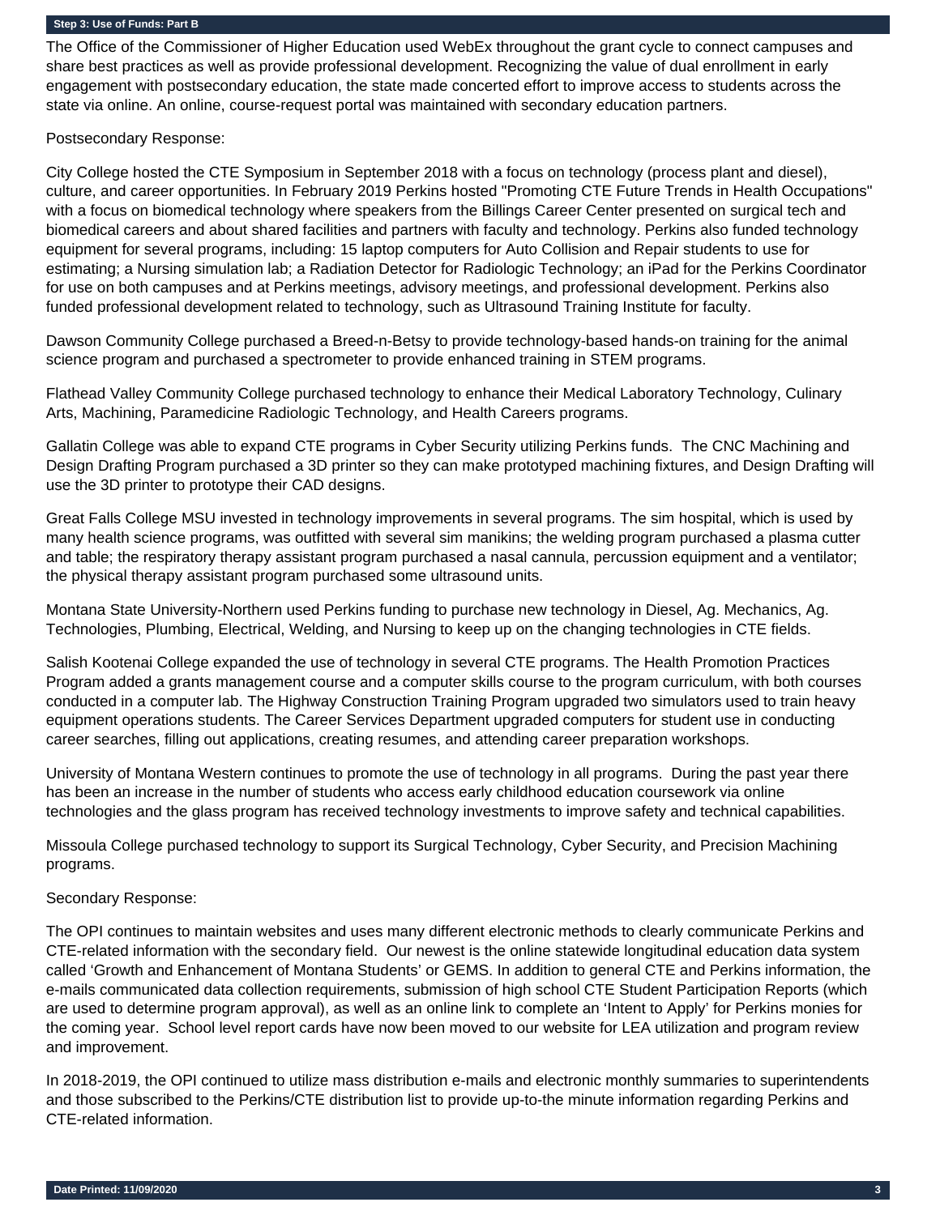### Step 3: Use of Funds: Part B

The Office of the Commissioner of Higher Education used WebEx throughout the grant cycle to connect campuses and share best practices as well as provide professional development. Recognizing the value of dual enrollment in early engagement with postsecondary education, the state made concerted effort to improve access to students across the state via online. An online, course-request portal was maintained with secondary education partners.

Postsecondary Response:

City College hosted the CTE Symposium in September 2018 with a focus on technology (process plant and diesel), culture, and career opportunities. In February 2019 Perkins hosted "Promoting CTE Future Trends in Health Occupations" with a focus on biomedical technology where speakers from the Billings Career Center presented on surgical tech and biomedical careers and about shared facilities and partners with faculty and technology. Perkins also funded technology equipment for several programs, including: 15 laptop computers for Auto Collision and Repair students to use for estimating; a Nursing simulation lab; a Radiation Detector for Radiologic Technology; an iPad for the Perkins Coordinator for use on both campuses and at Perkins meetings, advisory meetings, and professional development. Perkins also funded professional development related to technology, such as Ultrasound Training Institute for faculty.

Dawson Community College purchased a Breed-n-Betsy to provide technology-based hands-on training for the animal science program and purchased a spectrometer to provide enhanced training in STEM programs.

Flathead Valley Community College purchased technology to enhance their Medical Laboratory Technology, Culinary Arts, Machining, Paramedicine Radiologic Technology, and Health Careers programs.

Gallatin College was able to expand CTE programs in Cyber Security utilizing Perkins funds. The CNC Machining and Design Drafting Program purchased a 3D printer so they can make prototyped machining fixtures, and Design Drafting will use the 3D printer to prototype their CAD designs.

Great Falls College MSU invested in technology improvements in several programs. The sim hospital, which is used by many health science programs, was outfitted with several sim manikins; the welding program purchased a plasma cutter and table; the respiratory therapy assistant program purchased a nasal cannula, percussion equipment and a ventilator; the physical therapy assistant program purchased some ultrasound units.

Montana State University-Northern used Perkins funding to purchase new technology in Diesel, Ag. Mechanics, Ag. Technologies, Plumbing, Electrical, Welding, and Nursing to keep up on the changing technologies in CTE fields.

Salish Kootenai College expanded the use of technology in several CTE programs. The Health Promotion Practices Program added a grants management course and a computer skills course to the program curriculum, with both courses conducted in a computer lab. The Highway Construction Training Program upgraded two simulators used to train heavy equipment operations students. The Career Services Department upgraded computers for student use in conducting career searches, filling out applications, creating resumes, and attending career preparation workshops.

University of Montana Western continues to promote the use of technology in all programs. During the past year there has been an increase in the number of students who access early childhood education coursework via online technologies and the glass program has received technology investments to improve safety and technical capabilities.

Missoula College purchased technology to support its Surgical Technology, Cyber Security, and Precision Machining programs.

Secondary Response:

The OPI continues to maintain websites and uses many different electronic methods to clearly communicate Perkins and CTE-related information with the secondary field. Our newest is the online statewide longitudinal education data system called 'Growth and Enhancement of Montana Students' or GEMS. In addition to general CTE and Perkins information, the e-mails communicated data collection requirements, submission of high school CTE Student Participation Reports (which are used to determine program approval), as well as an online link to complete an 'Intent to Apply' for Perkins monies for the coming year. School level report cards have now been moved to our website for LEA utilization and program review and improvement.

In 2018-2019, the OPI continued to utilize mass distribution e-mails and electronic monthly summaries to superintendents and those subscribed to the Perkins/CTE distribution list to provide up-to-the minute information regarding Perkins and CTE-related information.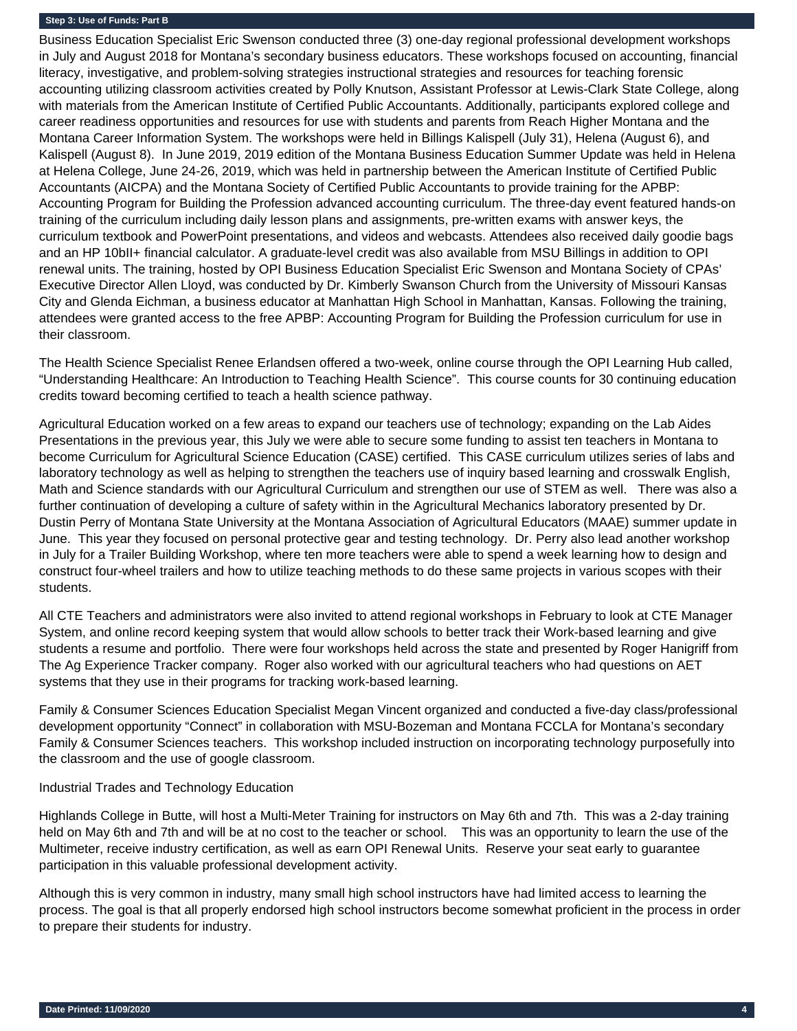**Step 3: Use of Funds: Part B**

Business Education Specialist Eric Swenson conducted three (3) one-day regional professional development workshops in July and August 2018 for Montana's secondary business educators. These workshops focused on accounting, financial literacy, investigative, and problem-solving strategies instructional strategies and resources for teaching forensic accounting utilizing classroom activities created by Polly Knutson, Assistant Professor at Lewis-Clark State College, along with materials from the American Institute of Certified Public Accountants. Additionally, participants explored college and career readiness opportunities and resources for use with students and parents from Reach Higher Montana and the Montana Career Information System. The workshops were held in Billings Kalispell (July 31), Helena (August 6), and Kalispell (August 8). In June 2019, 2019 edition of the Montana Business Education Summer Update was held in Helena at Helena College, June 24-26, 2019, which was held in partnership between the American Institute of Certified Public Accountants (AICPA) and the Montana Society of Certified Public Accountants to provide training for the APBP: Accounting Program for Building the Profession advanced accounting curriculum. The three-day event featured hands-on training of the curriculum including daily lesson plans and assignments, pre-written exams with answer keys, the curriculum textbook and PowerPoint presentations, and videos and webcasts. Attendees also received daily goodie bags and an HP 10bII+ financial calculator. A graduate-level credit was also available from MSU Billings in addition to OPI renewal units. The training, hosted by OPI Business Education Specialist Eric Swenson and Montana Society of CPAs' Executive Director Allen Lloyd, was conducted by Dr. Kimberly Swanson Church from the University of Missouri Kansas City and Glenda Eichman, a business educator at Manhattan High School in Manhattan, Kansas. Following the training, attendees were granted access to the free APBP: Accounting Program for Building the Profession curriculum for use in their classroom.

The Health Science Specialist Renee Erlandsen offered a two-week, online course through the OPI Learning Hub called, "Understanding Healthcare: An Introduction to Teaching Health Science". This course counts for 30 continuing education credits toward becoming certified to teach a health science pathway.

Agricultural Education worked on a few areas to expand our teachers use of technology; expanding on the Lab Aides Presentations in the previous year, this July we were able to secure some funding to assist ten teachers in Montana to become Curriculum for Agricultural Science Education (CASE) certified. This CASE curriculum utilizes series of labs and laboratory technology as well as helping to strengthen the teachers use of inquiry based learning and crosswalk English, Math and Science standards with our Agricultural Curriculum and strengthen our use of STEM as well. There was also a further continuation of developing a culture of safety within in the Agricultural Mechanics laboratory presented by Dr. Dustin Perry of Montana State University at the Montana Association of Agricultural Educators (MAAE) summer update in June. This year they focused on personal protective gear and testing technology. Dr. Perry also lead another workshop in July for a Trailer Building Workshop, where ten more teachers were able to spend a week learning how to design and construct four-wheel trailers and how to utilize teaching methods to do these same projects in various scopes with their students.

All CTE Teachers and administrators were also invited to attend regional workshops in February to look at CTE Manager System, and online record keeping system that would allow schools to better track their Work-based learning and give students a resume and portfolio. There were four workshops held across the state and presented by Roger Hanigriff from The Ag Experience Tracker company. Roger also worked with our agricultural teachers who had questions on AET systems that they use in their programs for tracking work-based learning.

Family & Consumer Sciences Education Specialist Megan Vincent organized and conducted a five-day class/professional development opportunity "Connect" in collaboration with MSU-Bozeman and Montana FCCLA for Montana's secondary Family & Consumer Sciences teachers. This workshop included instruction on incorporating technology purposefully into the classroom and the use of google classroom.

Industrial Trades and Technology Education

Highlands College in Butte, will host a Multi-Meter Training for instructors on May 6th and 7th. This was a 2-day training held on May 6th and 7th and will be at no cost to the teacher or school. This was an opportunity to learn the use of the Multimeter, receive industry certification, as well as earn OPI Renewal Units. Reserve your seat early to guarantee participation in this valuable professional development activity.

Although this is very common in industry, many small high school instructors have had limited access to learning the process. The goal is that all properly endorsed high school instructors become somewhat proficient in the process in order to prepare their students for industry.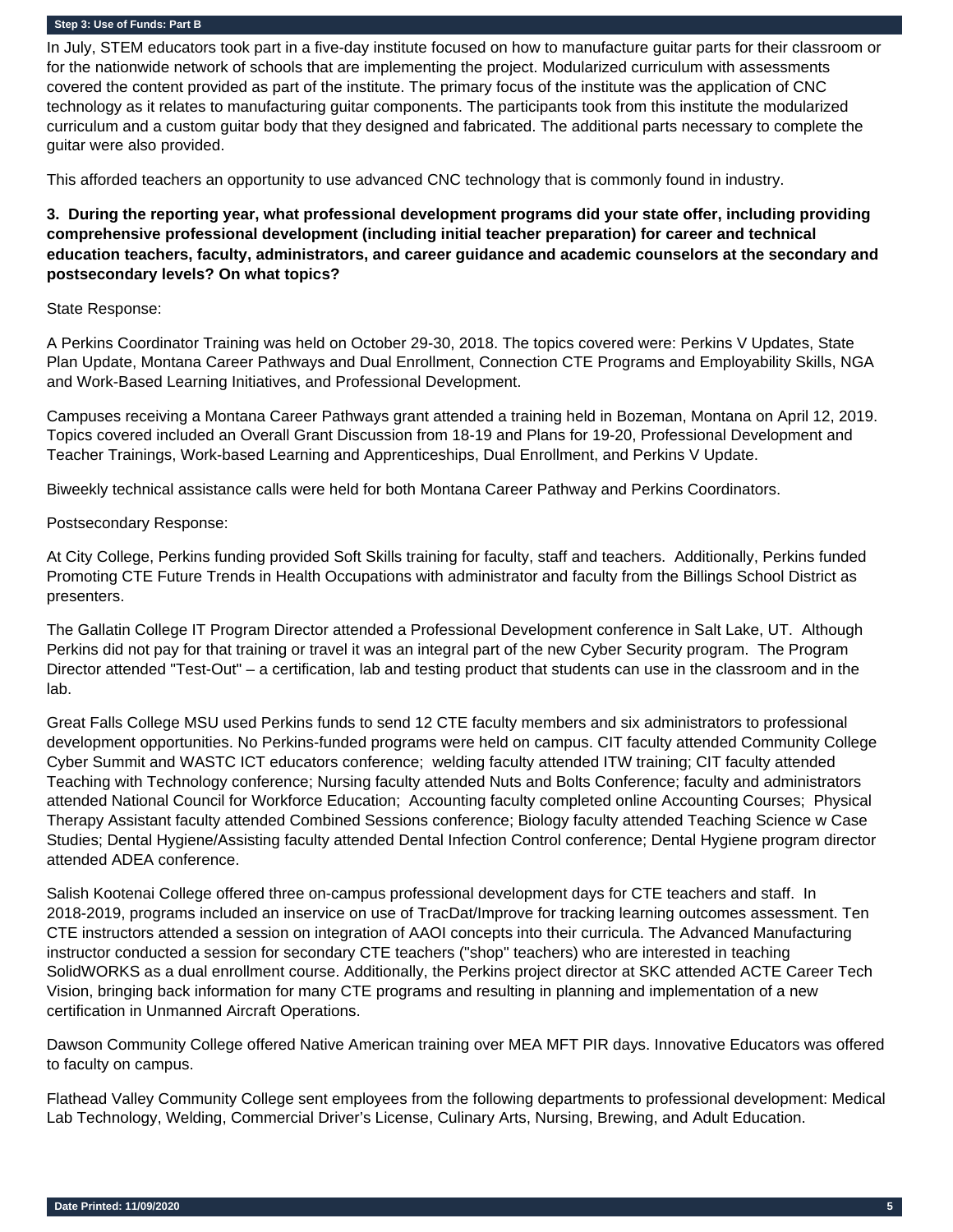### Step 3: Use of Funds: Part B

In July, STEM educators took part in a five-day institute focused on how to manufacture guitar parts for their classroom or for the nationwide network of schools that are implementing the project. Modularized curriculum with assessments covered the content provided as part of the institute. The primary focus of the institute was the application of CNC technology as it relates to manufacturing guitar components. The participants took from this institute the modularized curriculum and a custom guitar body that they designed and fabricated. The additional parts necessary to complete the guitar were also provided.

This afforded teachers an opportunity to use advanced CNC technology that is commonly found in industry.

**3. During the reporting year, what professional development programs did your state offer, including providing comprehensive professional development (including initial teacher preparation) for career and technical education teachers, faculty, administrators, and career guidance and academic counselors at the secondary and postsecondary levels? On what topics?**

State Response:

A Perkins Coordinator Training was held on October 29-30, 2018. The topics covered were: Perkins V Updates, State Plan Update, Montana Career Pathways and Dual Enrollment, Connection CTE Programs and Employability Skills, NGA and Work-Based Learning Initiatives, and Professional Development.

Campuses receiving a Montana Career Pathways grant attended a training held in Bozeman, Montana on April 12, 2019. Topics covered included an Overall Grant Discussion from 18-19 and Plans for 19-20, Professional Development and Teacher Trainings, Work-based Learning and Apprenticeships, Dual Enrollment, and Perkins V Update.

Biweekly technical assistance calls were held for both Montana Career Pathway and Perkins Coordinators.

Postsecondary Response:

At City College, Perkins funding provided Soft Skills training for faculty, staff and teachers. Additionally, Perkins funded Promoting CTE Future Trends in Health Occupations with administrator and faculty from the Billings School District as presenters.

The Gallatin College IT Program Director attended a Professional Development conference in Salt Lake, UT. Although Perkins did not pay for that training or travel it was an integral part of the new Cyber Security program. The Program Director attended "Test-Out" – a certification, lab and testing product that students can use in the classroom and in the lab.

Great Falls College MSU used Perkins funds to send 12 CTE faculty members and six administrators to professional development opportunities. No Perkins-funded programs were held on campus. CIT faculty attended Community College Cyber Summit and WASTC ICT educators conference; welding faculty attended ITW training; CIT faculty attended Teaching with Technology conference; Nursing faculty attended Nuts and Bolts Conference; faculty and administrators attended National Council for Workforce Education; Accounting faculty completed online Accounting Courses; Physical Therapy Assistant faculty attended Combined Sessions conference; Biology faculty attended Teaching Science w Case Studies; Dental Hygiene/Assisting faculty attended Dental Infection Control conference; Dental Hygiene program director attended ADEA conference.

Salish Kootenai College offered three on-campus professional development days for CTE teachers and staff. In 2018-2019, programs included an inservice on use of TracDat/Improve for tracking learning outcomes assessment. Ten CTE instructors attended a session on integration of AAOI concepts into their curricula. The Advanced Manufacturing instructor conducted a session for secondary CTE teachers ("shop" teachers) who are interested in teaching SolidWORKS as a dual enrollment course. Additionally, the Perkins project director at SKC attended ACTE Career Tech Vision, bringing back information for many CTE programs and resulting in planning and implementation of a new certification in Unmanned Aircraft Operations.

Dawson Community College offered Native American training over MEA MFT PIR days. Innovative Educators was offered to faculty on campus.

Flathead Valley Community College sent employees from the following departments to professional development: Medical Lab Technology, Welding, Commercial Driver's License, Culinary Arts, Nursing, Brewing, and Adult Education.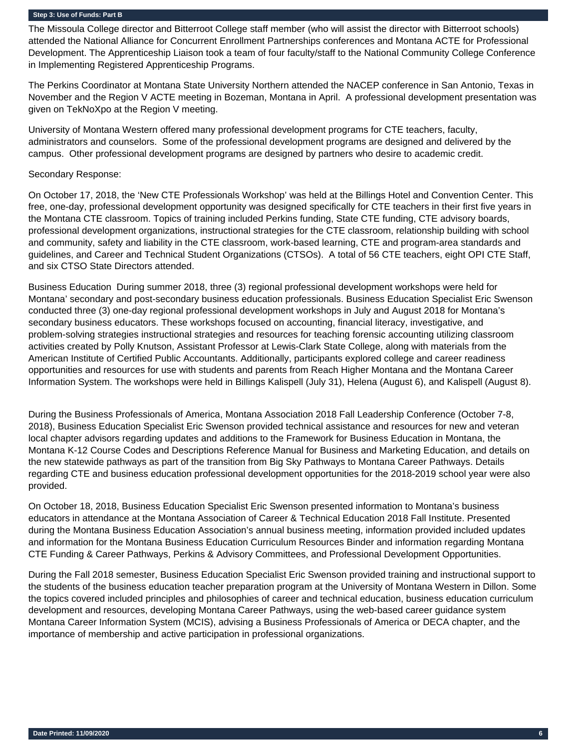## Step 3: Use of Funds: Part B

The Missoula College director and Bitterroot College staff member (who will assist the director with Bitterroot schools) attended the National Alliance for Concurrent Enrollment Partnerships conferences and Montana ACTE for Professional Development. The Apprenticeship Liaison took a team of four faculty/staff to the National Community College Conference in Implementing Registered Apprenticeship Programs.

The Perkins Coordinator at Montana State University Northern attended the NACEP conference in San Antonio, Texas in November and the Region V ACTE meeting in Bozeman, Montana in April. A professional development presentation was given on TekNoXpo at the Region V meeting.

University of Montana Western offered many professional development programs for CTE teachers, faculty, administrators and counselors. Some of the professional development programs are designed and delivered by the campus. Other professional development programs are designed by partners who desire to academic credit.

Secondary Response:

On October 17, 2018, the 'New CTE Professionals Workshop' was held at the Billings Hotel and Convention Center. This free, one-day, professional development opportunity was designed specifically for CTE teachers in their first five years in the Montana CTE classroom. Topics of training included Perkins funding, State CTE funding, CTE advisory boards, professional development organizations, instructional strategies for the CTE classroom, relationship building with school and community, safety and liability in the CTE classroom, work-based learning, CTE and program-area standards and guidelines, and Career and Technical Student Organizations (CTSOs). A total of 56 CTE teachers, eight OPI CTE Staff, and six CTSO State Directors attended.

Business Education During summer 2018, three (3) regional professional development workshops were held for Montana' secondary and post-secondary business education professionals. Business Education Specialist Eric Swenson conducted three (3) one-day regional professional development workshops in July and August 2018 for Montana's secondary business educators. These workshops focused on accounting, financial literacy, investigative, and problem-solving strategies instructional strategies and resources for teaching forensic accounting utilizing classroom activities created by Polly Knutson, Assistant Professor at Lewis-Clark State College, along with materials from the American Institute of Certified Public Accountants. Additionally, participants explored college and career readiness opportunities and resources for use with students and parents from Reach Higher Montana and the Montana Career Information System. The workshops were held in Billings Kalispell (July 31), Helena (August 6), and Kalispell (August 8).

During the Business Professionals of America, Montana Association 2018 Fall Leadership Conference (October 7-8, 2018), Business Education Specialist Eric Swenson provided technical assistance and resources for new and veteran local chapter advisors regarding updates and additions to the Framework for Business Education in Montana, the Montana K-12 Course Codes and Descriptions Reference Manual for Business and Marketing Education, and details on the new statewide pathways as part of the transition from Big Sky Pathways to Montana Career Pathways. Details regarding CTE and business education professional development opportunities for the 2018-2019 school year were also provided.

On October 18, 2018, Business Education Specialist Eric Swenson presented information to Montana's business educators in attendance at the Montana Association of Career & Technical Education 2018 Fall Institute. Presented during the Montana Business Education Association's annual business meeting, information provided included updates and information for the Montana Business Education Curriculum Resources Binder and information regarding Montana CTE Funding & Career Pathways, Perkins & Advisory Committees, and Professional Development Opportunities.

During the Fall 2018 semester, Business Education Specialist Eric Swenson provided training and instructional support to the students of the business education teacher preparation program at the University of Montana Western in Dillon. Some the topics covered included principles and philosophies of career and technical education, business education curriculum development and resources, developing Montana Career Pathways, using the web-based career guidance system Montana Career Information System (MCIS), advising a Business Professionals of America or DECA chapter, and the importance of membership and active participation in professional organizations.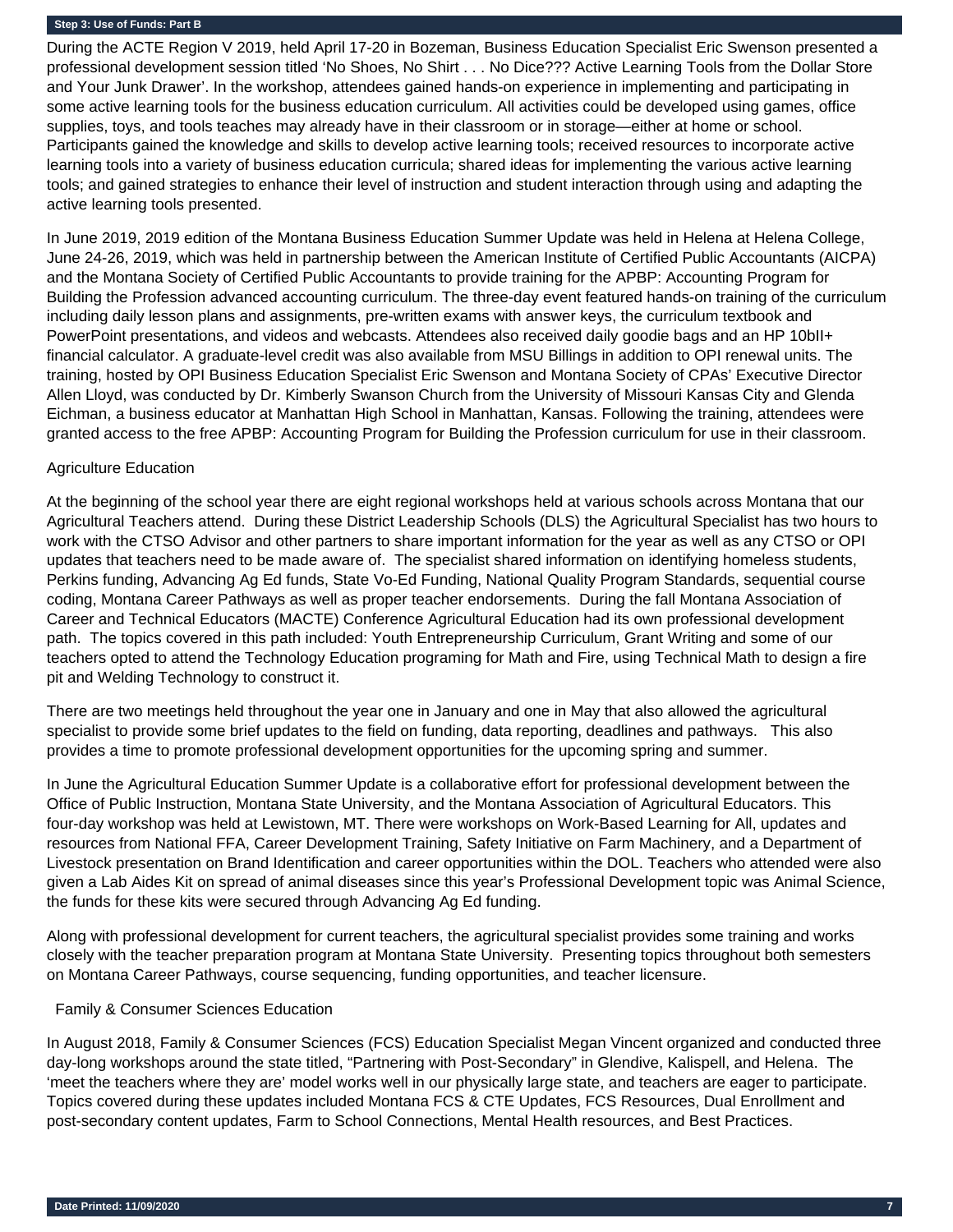Step 3: Use of Funds: Part B

During the ACTE Region V 2019, held April 17-20 in Bozeman, Business Education Specialist Eric Swenson presented a professional development session titled 'No Shoes, No Shirt . . . No Dice??? Active Learning Tools from the Dollar Store and Your Junk Drawer'. In the workshop, attendees gained hands-on experience in implementing and participating in some active learning tools for the business education curriculum. All activities could be developed using games, office supplies, toys, and tools teaches may already have in their classroom or in storage—either at home or school. Participants gained the knowledge and skills to develop active learning tools; received resources to incorporate active learning tools into a variety of business education curricula; shared ideas for implementing the various active learning tools; and gained strategies to enhance their level of instruction and student interaction through using and adapting the active learning tools presented.

In June 2019, 2019 edition of the Montana Business Education Summer Update was held in Helena at Helena College, June 24-26, 2019, which was held in partnership between the American Institute of Certified Public Accountants (AICPA) and the Montana Society of Certified Public Accountants to provide training for the APBP: Accounting Program for Building the Profession advanced accounting curriculum. The three-day event featured hands-on training of the curriculum including daily lesson plans and assignments, pre-written exams with answer keys, the curriculum textbook and PowerPoint presentations, and videos and webcasts. Attendees also received daily goodie bags and an HP 10bII+ financial calculator. A graduate-level credit was also available from MSU Billings in addition to OPI renewal units. The training, hosted by OPI Business Education Specialist Eric Swenson and Montana Society of CPAs' Executive Director Allen Lloyd, was conducted by Dr. Kimberly Swanson Church from the University of Missouri Kansas City and Glenda Eichman, a business educator at Manhattan High School in Manhattan, Kansas. Following the training, attendees were granted access to the free APBP: Accounting Program for Building the Profession curriculum for use in their classroom.

Agriculture Education

At the beginning of the school year there are eight regional workshops held at various schools across Montana that our Agricultural Teachers attend. During these District Leadership Schools (DLS) the Agricultural Specialist has two hours to work with the CTSO Advisor and other partners to share important information for the year as well as any CTSO or OPI updates that teachers need to be made aware of. The specialist shared information on identifying homeless students, Perkins funding, Advancing Ag Ed funds, State Vo-Ed Funding, National Quality Program Standards, sequential course coding, Montana Career Pathways as well as proper teacher endorsements. During the fall Montana Association of Career and Technical Educators (MACTE) Conference Agricultural Education had its own professional development path. The topics covered in this path included: Youth Entrepreneurship Curriculum, Grant Writing and some of our teachers opted to attend the Technology Education programing for Math and Fire, using Technical Math to design a fire pit and Welding Technology to construct it.

There are two meetings held throughout the year one in January and one in May that also allowed the agricultural specialist to provide some brief updates to the field on funding, data reporting, deadlines and pathways. This also provides a time to promote professional development opportunities for the upcoming spring and summer.

In June the Agricultural Education Summer Update is a collaborative effort for professional development between the Office of Public Instruction, Montana State University, and the Montana Association of Agricultural Educators. This four-day workshop was held at Lewistown, MT. There were workshops on Work-Based Learning for All, updates and resources from National FFA, Career Development Training, Safety Initiative on Farm Machinery, and a Department of Livestock presentation on Brand Identification and career opportunities within the DOL. Teachers who attended were also given a Lab Aides Kit on spread of animal diseases since this year's Professional Development topic was Animal Science, the funds for these kits were secured through Advancing Ag Ed funding.

Along with professional development for current teachers, the agricultural specialist provides some training and works closely with the teacher preparation program at Montana State University. Presenting topics throughout both semesters on Montana Career Pathways, course sequencing, funding opportunities, and teacher licensure.

Family & Consumer Sciences Education

In August 2018, Family & Consumer Sciences (FCS) Education Specialist Megan Vincent organized and conducted three day-long workshops around the state titled, "Partnering with Post-Secondary" in Glendive, Kalispell, and Helena. The 'meet the teachers where they are' model works well in our physically large state, and teachers are eager to participate. Topics covered during these updates included Montana FCS & CTE Updates, FCS Resources, Dual Enrollment and post-secondary content updates, Farm to School Connections, Mental Health resources, and Best Practices.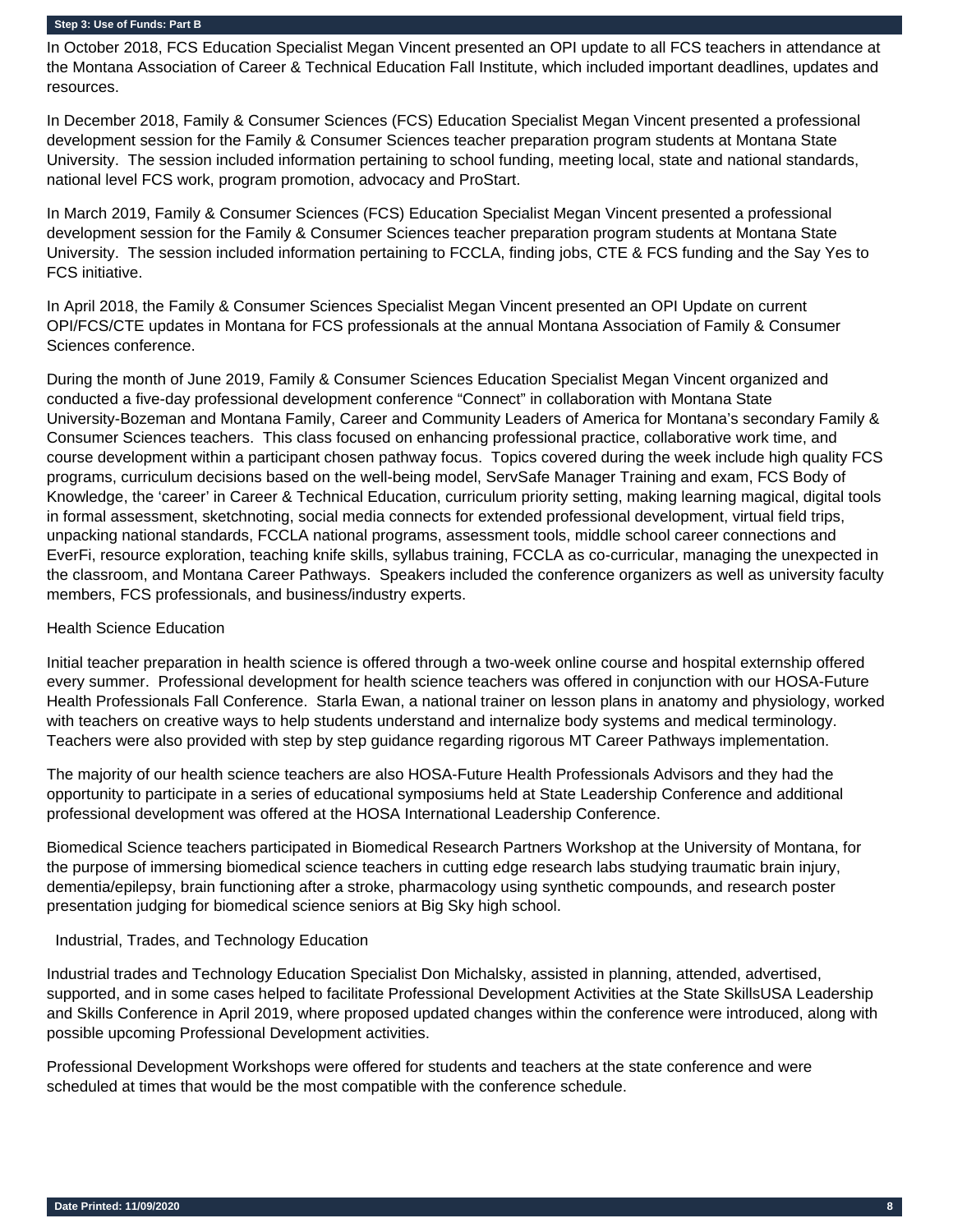## Step 3: Use of Funds: Part B

In October 2018, FCS Education Specialist Megan Vincent presented an OPI update to all FCS teachers in attendance at the Montana Association of Career & Technical Education Fall Institute, which included important deadlines, updates and resources.

In December 2018, Family & Consumer Sciences (FCS) Education Specialist Megan Vincent presented a professional development session for the Family & Consumer Sciences teacher preparation program students at Montana State University. The session included information pertaining to school funding, meeting local, state and national standards, national level FCS work, program promotion, advocacy and ProStart.

In March 2019, Family & Consumer Sciences (FCS) Education Specialist Megan Vincent presented a professional development session for the Family & Consumer Sciences teacher preparation program students at Montana State University. The session included information pertaining to FCCLA, finding jobs, CTE & FCS funding and the Say Yes to FCS initiative.

In April 2018, the Family & Consumer Sciences Specialist Megan Vincent presented an OPI Update on current OPI/FCS/CTE updates in Montana for FCS professionals at the annual Montana Association of Family & Consumer Sciences conference.

During the month of June 2019, Family & Consumer Sciences Education Specialist Megan Vincent organized and conducted a five-day professional development conference “Connect” in collaboration with Montana State University-Bozeman and Montana Family, Career and Community Leaders of America for Montana’s secondary Family & Consumer Sciences teachers. This class focused on enhancing professional practice, collaborative work time, and course development within a participant chosen pathway focus. Topics covered during the week include high quality FCS programs, curriculum decisions based on the well-being model, ServSafe Manager Training and exam, FCS Body of Knowledge, the ‘career’ in Career & Technical Education, curriculum priority setting, making learning magical, digital tools in formal assessment, sketchnoting, social media connects for extended professional development, virtual field trips, unpacking national standards, FCCLA national programs, assessment tools, middle school career connections and EverFi, resource exploration, teaching knife skills, syllabus training, FCCLA as co-curricular, managing the unexpected in the classroom, and Montana Career Pathways. Speakers included the conference organizers as well as university faculty members, FCS professionals, and business/industry experts.

Health Science Education

Initial teacher preparation in health science is offered through a two-week online course and hospital externship offered every summer. Professional development for health science teachers was offered in conjunction with our HOSA-Future Health Professionals Fall Conference. Starla Ewan, a national trainer on lesson plans in anatomy and physiology, worked with teachers on creative ways to help students understand and internalize body systems and medical terminology. Teachers were also provided with step by step guidance regarding rigorous MT Career Pathways implementation.

The majority of our health science teachers are also HOSA-Future Health Professionals Advisors and they had the opportunity to participate in a series of educational symposiums held at State Leadership Conference and additional professional development was offered at the HOSA International Leadership Conference.

Biomedical Science teachers participated in Biomedical Research Partners Workshop at the University of Montana, for the purpose of immersing biomedical science teachers in cutting edge research labs studying traumatic brain injury, dementia/epilepsy, brain functioning after a stroke, pharmacology using synthetic compounds, and research poster presentation judging for biomedical science seniors at Big Sky high school.

Industrial, Trades, and Technology Education

Industrial trades and Technology Education Specialist Don Michalsky, assisted in planning, attended, advertised, supported, and in some cases helped to facilitate Professional Development Activities at the State SkillsUSA Leadership and Skills Conference in April 2019, where proposed updated changes within the conference were introduced, along with possible upcoming Professional Development activities.

Professional Development Workshops were offered for students and teachers at the state conference and were scheduled at times that would be the most compatible with the conference schedule.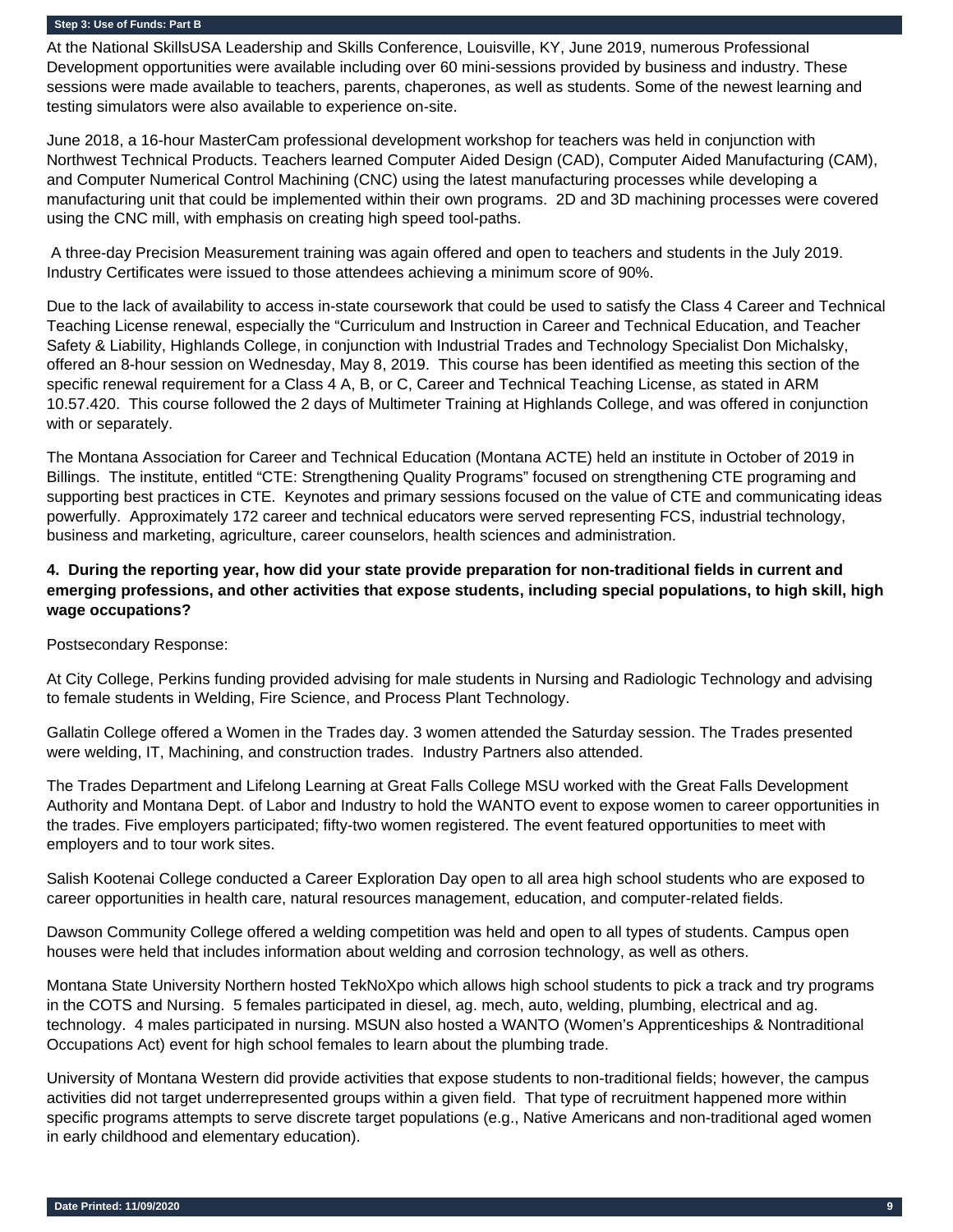At the National SkillsUSA Leadership and Skills Conference, Louisville, KY, June 2019, numerous Professional Development opportunities were available including over 60 mini-sessions provided by business and industry. These sessions were made available to teachers, parents, chaperones, as well as students. Some of the newest learning and testing simulators were also available to experience on-site.

June 2018, a 16-hour MasterCam professional development workshop for teachers was held in conjunction with Northwest Technical Products. Teachers learned Computer Aided Design (CAD), Computer Aided Manufacturing (CAM), and Computer Numerical Control Machining (CNC) using the latest manufacturing processes while developing a manufacturing unit that could be implemented within their own programs. 2D and 3D machining processes were covered using the CNC mill, with emphasis on creating high speed tool-paths.

A three-day Precision Measurement training was again offered and open to teachers and students in the July 2019. Industry Certificates were issued to those attendees achieving a minimum score of 90%.

Due to the lack of availability to access in-state coursework that could be used to satisfy the Class 4 Career and Technical Teaching License renewal, especially the "Curriculum and Instruction in Career and Technical Education, and Teacher Safety & Liability, Highlands College, in conjunction with Industrial Trades and Technology Specialist Don Michalsky, offered an 8-hour session on Wednesday, May 8, 2019. This course has been identified as meeting this section of the specific renewal requirement for a Class 4 A, B, or C, Career and Technical Teaching License, as stated in ARM 10.57.420. This course followed the 2 days of Multimeter Training at Highlands College, and was offered in conjunction with or separately.

The Montana Association for Career and Technical Education (Montana ACTE) held an institute in October of 2019 in Billings. The institute, entitled "CTE: Strengthening Quality Programs" focused on strengthening CTE programing and supporting best practices in CTE. Keynotes and primary sessions focused on the value of CTE and communicating ideas powerfully. Approximately 172 career and technical educators were served representing FCS, industrial technology, business and marketing, agriculture, career counselors, health sciences and administration.

**4. During the reporting year, how did your state provide preparation for non-traditional fields in current and emerging professions, and other activities that expose students, including special populations, to high skill, high wage occupations?**

Postsecondary Response:

At City College, Perkins funding provided advising for male students in Nursing and Radiologic Technology and advising to female students in Welding, Fire Science, and Process Plant Technology.

Gallatin College offered a Women in the Trades day. 3 women attended the Saturday session. The Trades presented were welding, IT, Machining, and construction trades. Industry Partners also attended.

The Trades Department and Lifelong Learning at Great Falls College MSU worked with the Great Falls Development Authority and Montana Dept. of Labor and Industry to hold the WANTO event to expose women to career opportunities in the trades. Five employers participated; fifty-two women registered. The event featured opportunities to meet with employers and to tour work sites.

Salish Kootenai College conducted a Career Exploration Day open to all area high school students who are exposed to career opportunities in health care, natural resources management, education, and computer-related fields.

Dawson Community College offered a welding competition was held and open to all types of students. Campus open houses were held that includes information about welding and corrosion technology, as well as others.

Montana State University Northern hosted TekNoXpo which allows high school students to pick a track and try programs in the COTS and Nursing. 5 females participated in diesel, ag. mech, auto, welding, plumbing, electrical and ag. technology. 4 males participated in nursing. MSUN also hosted a WANTO (Women's Apprenticeships & Nontraditional Occupations Act) event for high school females to learn about the plumbing trade.

University of Montana Western did provide activities that expose students to non-traditional fields; however, the campus activities did not target underrepresented groups within a given field. That type of recruitment happened more within specific programs attempts to serve discrete target populations (e.g., Native Americans and non-traditional aged women in early childhood and elementary education).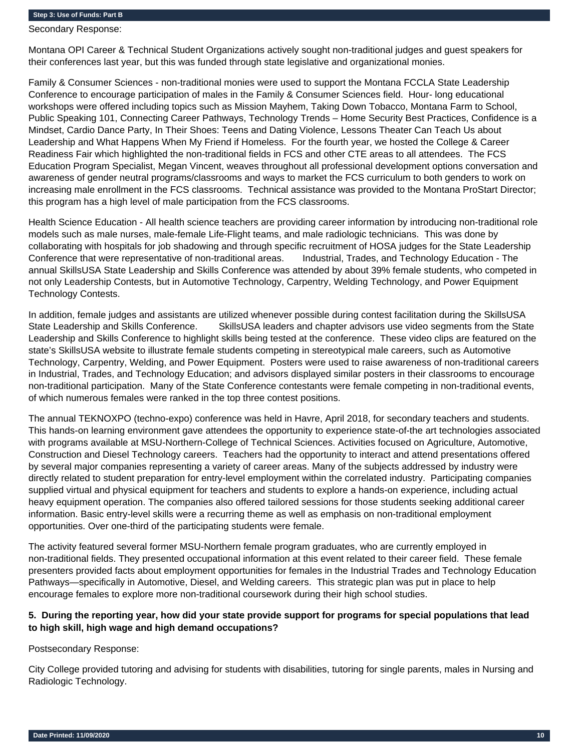**Step 3: Use of Funds: Part B**

Secondary Response:

Montana OPI Career & Technical Student Organizations actively sought non-traditional judges and guest speakers for their conferences last year, but this was funded through state legislative and organizational monies.

Family & Consumer Sciences - non-traditional monies were used to support the Montana FCCLA State Leadership Conference to encourage participation of males in the Family & Consumer Sciences field. Hour- long educational workshops were offered including topics such as Mission Mayhem, Taking Down Tobacco, Montana Farm to School, Public Speaking 101, Connecting Career Pathways, Technology Trends – Home Security Best Practices, Confidence is a Mindset, Cardio Dance Party, In Their Shoes: Teens and Dating Violence, Lessons Theater Can Teach Us about Leadership and What Happens When My Friend if Homeless. For the fourth year, we hosted the College & Career Readiness Fair which highlighted the non-traditional fields in FCS and other CTE areas to all attendees. The FCS Education Program Specialist, Megan Vincent, weaves throughout all professional development options conversation and awareness of gender neutral programs/classrooms and ways to market the FCS curriculum to both genders to work on increasing male enrollment in the FCS classrooms. Technical assistance was provided to the Montana ProStart Director; this program has a high level of male participation from the FCS classrooms.

Health Science Education - All health science teachers are providing career information by introducing non-traditional role models such as male nurses, male-female Life-Flight teams, and male radiologic technicians. This was done by collaborating with hospitals for job shadowing and through specific recruitment of HOSA judges for the State Leadership Conference that were representative of non-traditional areas. Industrial, Trades, and Technology Education - The annual SkillsUSA State Leadership and Skills Conference was attended by about 39% female students, who competed in not only Leadership Contests, but in Automotive Technology, Carpentry, Welding Technology, and Power Equipment Technology Contests.

In addition, female judges and assistants are utilized whenever possible during contest facilitation during the SkillsUSA State Leadership and Skills Conference. SkillsUSA leaders and chapter advisors use video segments from the State Leadership and Skills Conference to highlight skills being tested at the conference. These video clips are featured on the state's SkillsUSA website to illustrate female students competing in stereotypical male careers, such as Automotive Technology, Carpentry, Welding, and Power Equipment. Posters were used to raise awareness of non-traditional careers in Industrial, Trades, and Technology Education; and advisors displayed similar posters in their classrooms to encourage non-traditional participation. Many of the State Conference contestants were female competing in non-traditional events, of which numerous females were ranked in the top three contest positions.

The annual TEKNOXPO (techno-expo) conference was held in Havre, April 2018, for secondary teachers and students. This hands-on learning environment gave attendees the opportunity to experience state-of-the art technologies associated with programs available at MSU-Northern-College of Technical Sciences. Activities focused on Agriculture, Automotive, Construction and Diesel Technology careers. Teachers had the opportunity to interact and attend presentations offered by several major companies representing a variety of career areas. Many of the subjects addressed by industry were directly related to student preparation for entry-level employment within the correlated industry. Participating companies supplied virtual and physical equipment for teachers and students to explore a hands-on experience, including actual heavy equipment operation. The companies also offered tailored sessions for those students seeking additional career information. Basic entry-level skills were a recurring theme as well as emphasis on non-traditional employment opportunities. Over one-third of the participating students were female.

The activity featured several former MSU-Northern female program graduates, who are currently employed in non-traditional fields. They presented occupational information at this event related to their career field. These female presenters provided facts about employment opportunities for females in the Industrial Trades and Technology Education Pathways—specifically in Automotive, Diesel, and Welding careers. This strategic plan was put in place to help encourage females to explore more non-traditional coursework during their high school studies.

**5. During the reporting year, how did your state provide support for programs for special populations that lead to high skill, high wage and high demand occupations?**

Postsecondary Response:

City College provided tutoring and advising for students with disabilities, tutoring for single parents, males in Nursing and Radiologic Technology.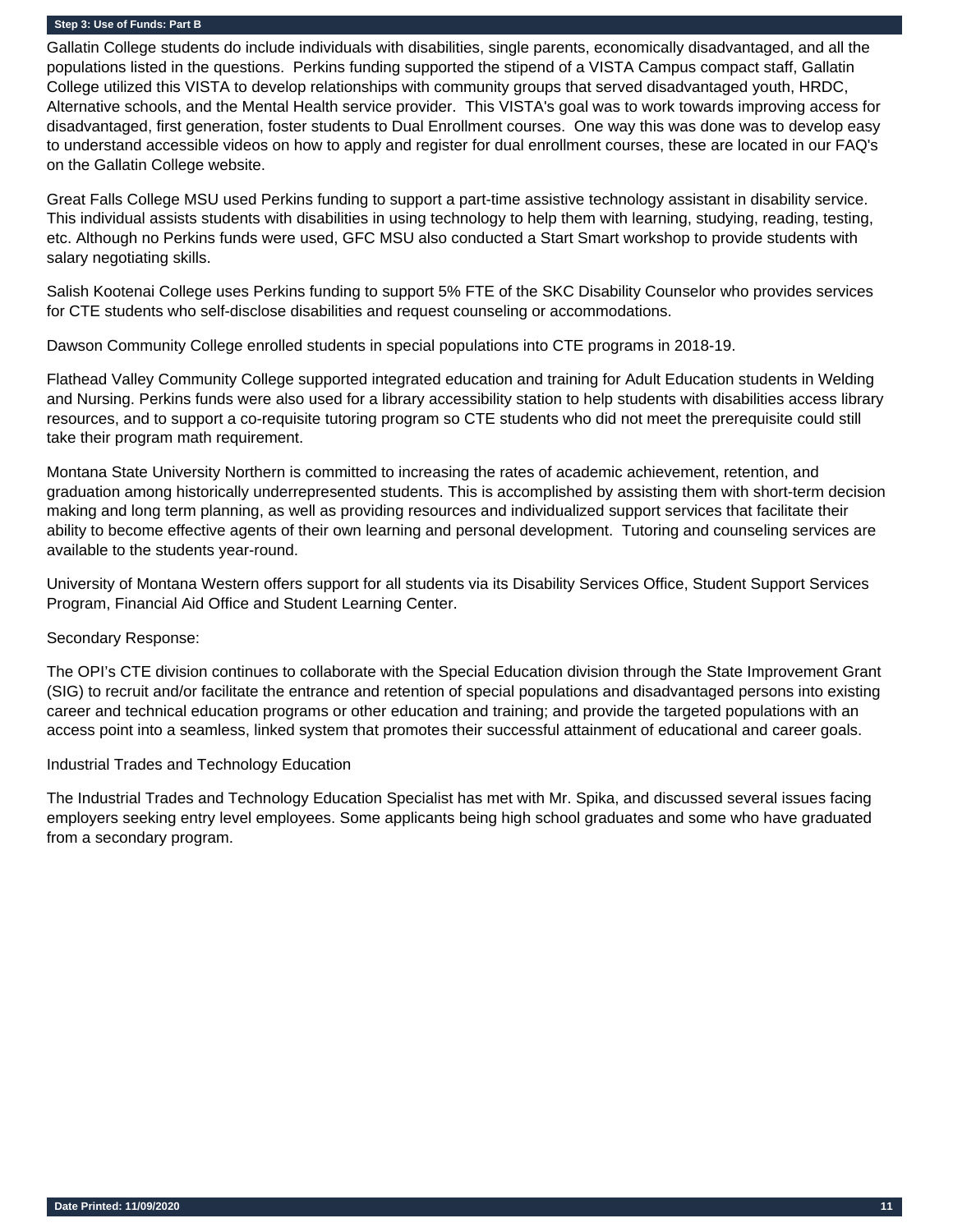**Step 3: Use of Funds: Part B**

Gallatin College students do include individuals with disabilities, single parents, economically disadvantaged, and all the populations listed in the questions. Perkins funding supported the stipend of a VISTA Campus compact staff, Gallatin College utilized this VISTA to develop relationships with community groups that served disadvantaged youth, HRDC, Alternative schools, and the Mental Health service provider. This VISTA's goal was to work towards improving access for disadvantaged, first generation, foster students to Dual Enrollment courses. One way this was done was to develop easy to understand accessible videos on how to apply and register for dual enrollment courses, these are located in our FAQ's on the Gallatin College website.

Great Falls College MSU used Perkins funding to support a part-time assistive technology assistant in disability service. This individual assists students with disabilities in using technology to help them with learning, studying, reading, testing, etc. Although no Perkins funds were used, GFC MSU also conducted a Start Smart workshop to provide students with salary negotiating skills.

Salish Kootenai College uses Perkins funding to support 5% FTE of the SKC Disability Counselor who provides services for CTE students who self-disclose disabilities and request counseling or accommodations.

Dawson Community College enrolled students in special populations into CTE programs in 2018-19.

Flathead Valley Community College supported integrated education and training for Adult Education students in Welding and Nursing. Perkins funds were also used for a library accessibility station to help students with disabilities access library resources, and to support a co-requisite tutoring program so CTE students who did not meet the prerequisite could still take their program math requirement.

Montana State University Northern is committed to increasing the rates of academic achievement, retention, and graduation among historically underrepresented students. This is accomplished by assisting them with short-term decision making and long term planning, as well as providing resources and individualized support services that facilitate their ability to become effective agents of their own learning and personal development. Tutoring and counseling services are available to the students year-round.

University of Montana Western offers support for all students via its Disability Services Office, Student Support Services Program, Financial Aid Office and Student Learning Center.

Secondary Response:

The OPI's CTE division continues to collaborate with the Special Education division through the State Improvement Grant (SIG) to recruit and/or facilitate the entrance and retention of special populations and disadvantaged persons into existing career and technical education programs or other education and training; and provide the targeted populations with an access point into a seamless, linked system that promotes their successful attainment of educational and career goals.

Industrial Trades and Technology Education

The Industrial Trades and Technology Education Specialist has met with Mr. Spika, and discussed several issues facing employers seeking entry level employees. Some applicants being high school graduates and some who have graduated from a secondary program.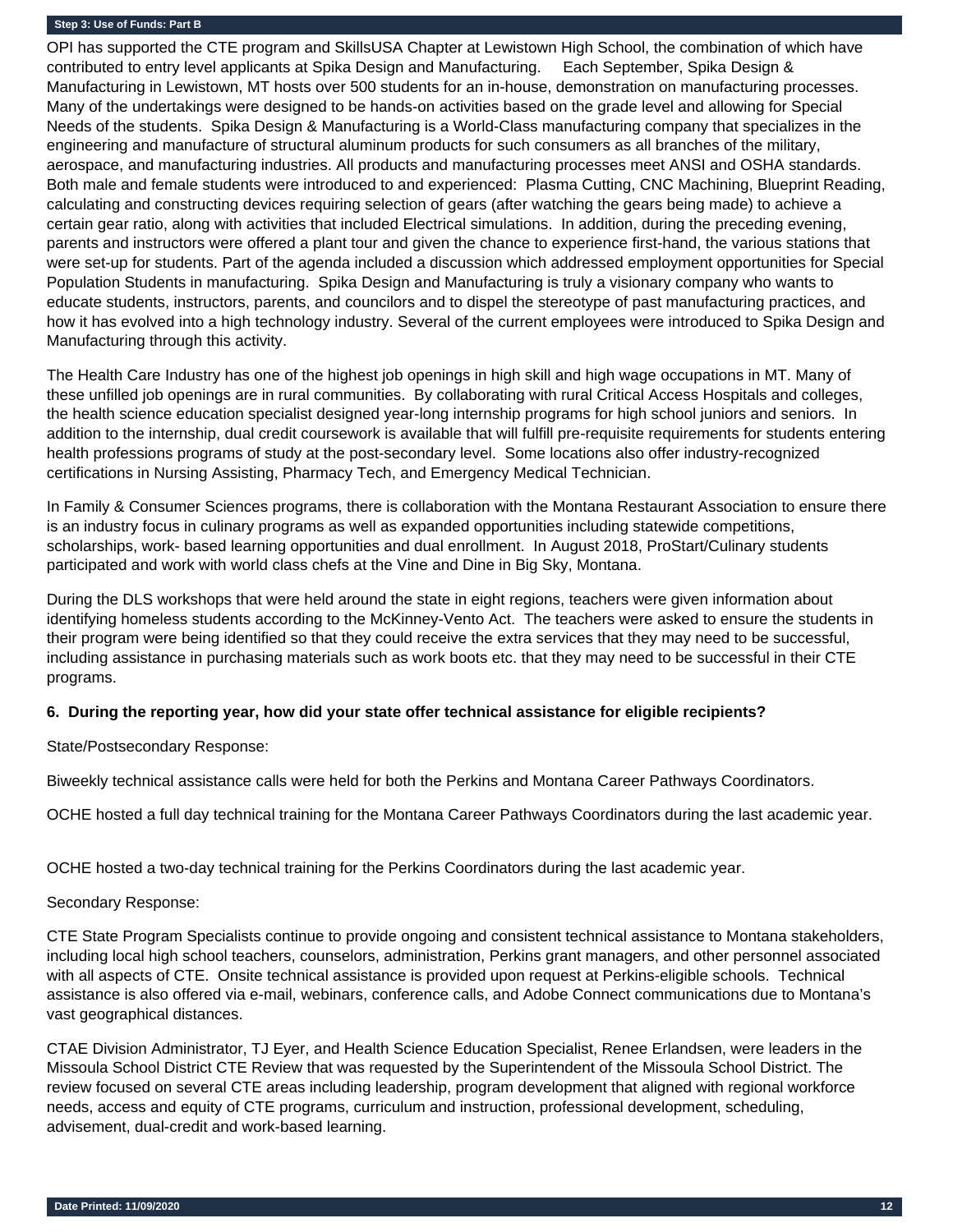OPI has supported the CTE program and SkillsUSA Chapter at Lewistown High School, the combination of which have contributed to entry level applicants at Spika Design and Manufacturing.     Each September, Spika Design & Manufacturing in Lewistown, MT hosts over 500 students for an in-house, demonstration on manufacturing processes. Many of the undertakings were designed to be hands-on activities based on the grade level and allowing for Special Needs of the students.  Spika Design & Manufacturing is a World-Class manufacturing company that specializes in the engineering and manufacture of structural aluminum products for such consumers as all branches of the military, aerospace, and manufacturing industries. All products and manufacturing processes meet ANSI and OSHA standards. Both male and female students were introduced to and experienced:  Plasma Cutting, CNC Machining, Blueprint Reading, calculating and constructing devices requiring selection of gears (after watching the gears being made) to achieve a certain gear ratio, along with activities that included Electrical simulations.  In addition, during the preceding evening, parents and instructors were offered a plant tour and given the chance to experience first-hand, the various stations that were set-up for students. Part of the agenda included a discussion which addressed employment opportunities for Special Population Students in manufacturing.  Spika Design and Manufacturing is truly a visionary company who wants to educate students, instructors, parents, and councilors and to dispel the stereotype of past manufacturing practices, and how it has evolved into a high technology industry. Several of the current employees were introduced to Spika Design and Manufacturing through this activity.

The Health Care Industry has one of the highest job openings in high skill and high wage occupations in MT. Many of these unfilled job openings are in rural communities.  By collaborating with rural Critical Access Hospitals and colleges, the health science education specialist designed year-long internship programs for high school juniors and seniors.  In addition to the internship, dual credit coursework is available that will fulfill pre-requisite requirements for students entering health professions programs of study at the post-secondary level.  Some locations also offer industry-recognized certifications in Nursing Assisting, Pharmacy Tech, and Emergency Medical Technician.

In Family & Consumer Sciences programs, there is collaboration with the Montana Restaurant Association to ensure there is an industry focus in culinary programs as well as expanded opportunities including statewide competitions, scholarships, work- based learning opportunities and dual enrollment.  In August 2018, ProStart/Culinary students participated and work with world class chefs at the Vine and Dine in Big Sky, Montana.

During the DLS workshops that were held around the state in eight regions, teachers were given information about identifying homeless students according to the McKinney-Vento Act.  The teachers were asked to ensure the students in their program were being identified so that they could receive the extra services that they may need to be successful, including assistance in purchasing materials such as work boots etc. that they may need to be successful in their CTE programs.

**6.  During the reporting year, how did your state offer technical assistance for eligible recipients?**

State/Postsecondary Response:

Biweekly technical assistance calls were held for both the Perkins and Montana Career Pathways Coordinators.

OCHE hosted a full day technical training for the Montana Career Pathways Coordinators during the last academic year.

OCHE hosted a two-day technical training for the Perkins Coordinators during the last academic year.

Secondary Response:

CTE State Program Specialists continue to provide ongoing and consistent technical assistance to Montana stakeholders, including local high school teachers, counselors, administration, Perkins grant managers, and other personnel associated with all aspects of CTE.  Onsite technical assistance is provided upon request at Perkins-eligible schools.  Technical assistance is also offered via e-mail, webinars, conference calls, and Adobe Connect communications due to Montana's vast geographical distances.

CTAE Division Administrator, TJ Eyer, and Health Science Education Specialist, Renee Erlandsen, were leaders in the Missoula School District CTE Review that was requested by the Superintendent of the Missoula School District. The review focused on several CTE areas including leadership, program development that aligned with regional workforce needs, access and equity of CTE programs, curriculum and instruction, professional development, scheduling, advisement, dual-credit and work-based learning.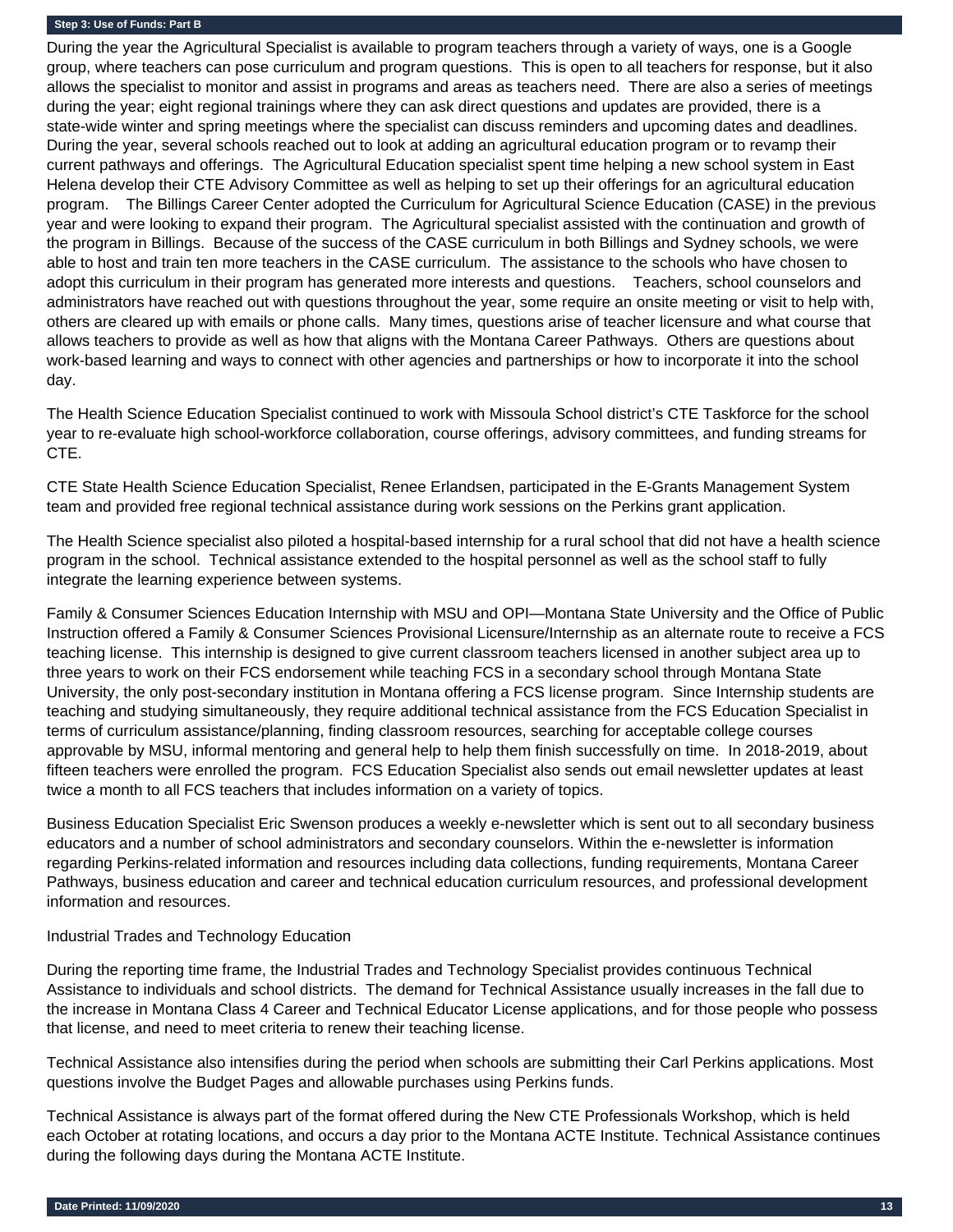#### Step 3: Use of Funds: Part B

During the year the Agricultural Specialist is available to program teachers through a variety of ways, one is a Google group, where teachers can pose curriculum and program questions. This is open to all teachers for response, but it also allows the specialist to monitor and assist in programs and areas as teachers need. There are also a series of meetings during the year; eight regional trainings where they can ask direct questions and updates are provided, there is a state-wide winter and spring meetings where the specialist can discuss reminders and upcoming dates and deadlines. During the year, several schools reached out to look at adding an agricultural education program or to revamp their current pathways and offerings. The Agricultural Education specialist spent time helping a new school system in East Helena develop their CTE Advisory Committee as well as helping to set up their offerings for an agricultural education program. The Billings Career Center adopted the Curriculum for Agricultural Science Education (CASE) in the previous year and were looking to expand their program. The Agricultural specialist assisted with the continuation and growth of the program in Billings. Because of the success of the CASE curriculum in both Billings and Sydney schools, we were able to host and train ten more teachers in the CASE curriculum. The assistance to the schools who have chosen to adopt this curriculum in their program has generated more interests and questions. Teachers, school counselors and administrators have reached out with questions throughout the year, some require an onsite meeting or visit to help with, others are cleared up with emails or phone calls. Many times, questions arise of teacher licensure and what course that allows teachers to provide as well as how that aligns with the Montana Career Pathways. Others are questions about work-based learning and ways to connect with other agencies and partnerships or how to incorporate it into the school day.

The Health Science Education Specialist continued to work with Missoula School district's CTE Taskforce for the school year to re-evaluate high school-workforce collaboration, course offerings, advisory committees, and funding streams for CTE.

CTE State Health Science Education Specialist, Renee Erlandsen, participated in the E-Grants Management System team and provided free regional technical assistance during work sessions on the Perkins grant application.

The Health Science specialist also piloted a hospital-based internship for a rural school that did not have a health science program in the school. Technical assistance extended to the hospital personnel as well as the school staff to fully integrate the learning experience between systems.

Family & Consumer Sciences Education Internship with MSU and OPI—Montana State University and the Office of Public Instruction offered a Family & Consumer Sciences Provisional Licensure/Internship as an alternate route to receive a FCS teaching license. This internship is designed to give current classroom teachers licensed in another subject area up to three years to work on their FCS endorsement while teaching FCS in a secondary school through Montana State University, the only post-secondary institution in Montana offering a FCS license program. Since Internship students are teaching and studying simultaneously, they require additional technical assistance from the FCS Education Specialist in terms of curriculum assistance/planning, finding classroom resources, searching for acceptable college courses approvable by MSU, informal mentoring and general help to help them finish successfully on time. In 2018-2019, about fifteen teachers were enrolled the program. FCS Education Specialist also sends out email newsletter updates at least twice a month to all FCS teachers that includes information on a variety of topics.

Business Education Specialist Eric Swenson produces a weekly e-newsletter which is sent out to all secondary business educators and a number of school administrators and secondary counselors. Within the e-newsletter is information regarding Perkins-related information and resources including data collections, funding requirements, Montana Career Pathways, business education and career and technical education curriculum resources, and professional development information and resources.

Industrial Trades and Technology Education

During the reporting time frame, the Industrial Trades and Technology Specialist provides continuous Technical Assistance to individuals and school districts. The demand for Technical Assistance usually increases in the fall due to the increase in Montana Class 4 Career and Technical Educator License applications, and for those people who possess that license, and need to meet criteria to renew their teaching license.

Technical Assistance also intensifies during the period when schools are submitting their Carl Perkins applications. Most questions involve the Budget Pages and allowable purchases using Perkins funds.

Technical Assistance is always part of the format offered during the New CTE Professionals Workshop, which is held each October at rotating locations, and occurs a day prior to the Montana ACTE Institute. Technical Assistance continues during the following days during the Montana ACTE Institute.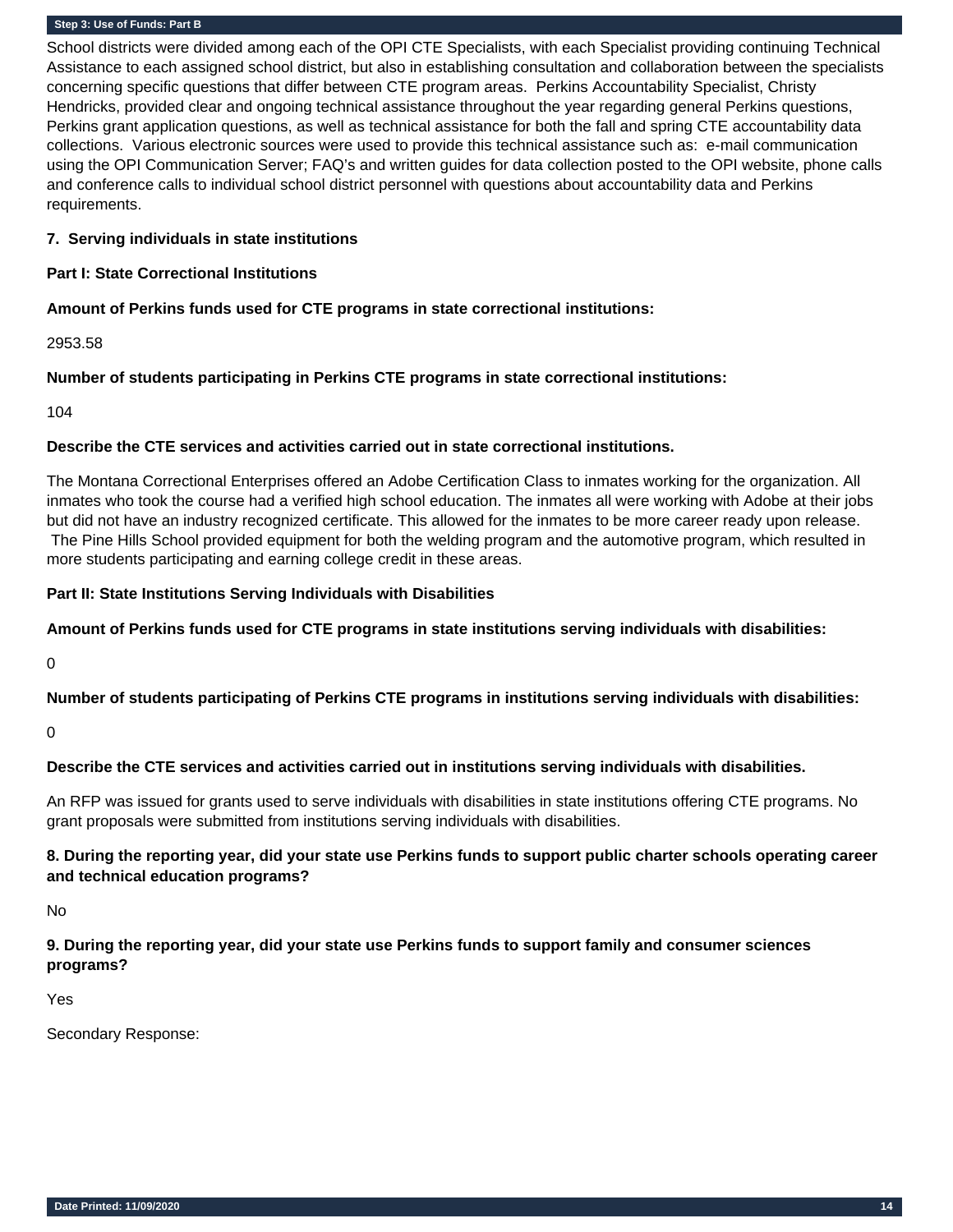School districts were divided among each of the OPI CTE Specialists, with each Specialist providing continuing Technical Assistance to each assigned school district, but also in establishing consultation and collaboration between the specialists concerning specific questions that differ between CTE program areas. Perkins Accountability Specialist, Christy Hendricks, provided clear and ongoing technical assistance throughout the year regarding general Perkins questions, Perkins grant application questions, as well as technical assistance for both the fall and spring CTE accountability data collections. Various electronic sources were used to provide this technical assistance such as: e-mail communication using the OPI Communication Server; FAQ's and written guides for data collection posted to the OPI website, phone calls and conference calls to individual school district personnel with questions about accountability data and Perkins requirements.

**7. Serving individuals in state institutions**

**Part I: State Correctional Institutions**

**Amount of Perkins funds used for CTE programs in state correctional institutions:**

2953.58

**Number of students participating in Perkins CTE programs in state correctional institutions:**

104

**Describe the CTE services and activities carried out in state correctional institutions.**

The Montana Correctional Enterprises offered an Adobe Certification Class to inmates working for the organization. All inmates who took the course had a verified high school education. The inmates all were working with Adobe at their jobs but did not have an industry recognized certificate. This allowed for the inmates to be more career ready upon release. The Pine Hills School provided equipment for both the welding program and the automotive program, which resulted in more students participating and earning college credit in these areas.

**Part II: State Institutions Serving Individuals with Disabilities**

**Amount of Perkins funds used for CTE programs in state institutions serving individuals with disabilities:**

0

**Number of students participating of Perkins CTE programs in institutions serving individuals with disabilities:**

0

**Describe the CTE services and activities carried out in institutions serving individuals with disabilities.**

An RFP was issued for grants used to serve individuals with disabilities in state institutions offering CTE programs. No grant proposals were submitted from institutions serving individuals with disabilities.

**8. During the reporting year, did your state use Perkins funds to support public charter schools operating career and technical education programs?**

No

**9. During the reporting year, did your state use Perkins funds to support family and consumer sciences programs?**

Yes

Secondary Response: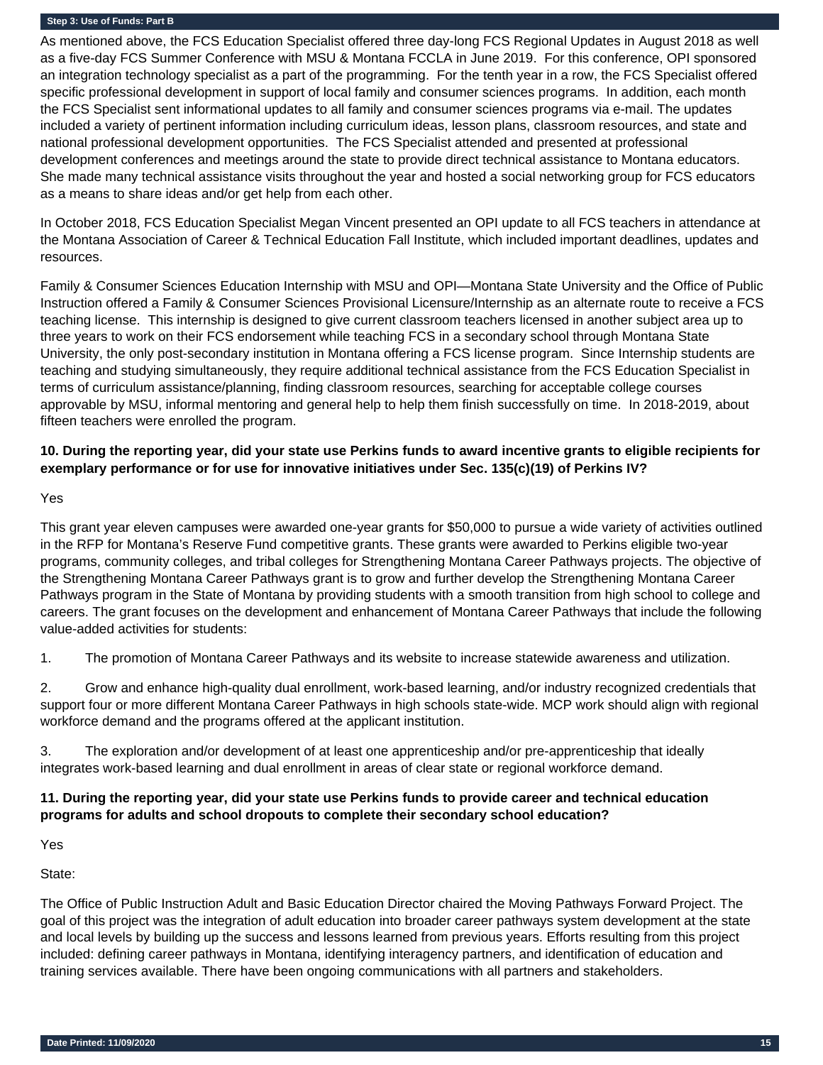As mentioned above, the FCS Education Specialist offered three day-long FCS Regional Updates in August 2018 as well as a five-day FCS Summer Conference with MSU & Montana FCCLA in June 2019. For this conference, OPI sponsored an integration technology specialist as a part of the programming. For the tenth year in a row, the FCS Specialist offered specific professional development in support of local family and consumer sciences programs. In addition, each month the FCS Specialist sent informational updates to all family and consumer sciences programs via e-mail. The updates included a variety of pertinent information including curriculum ideas, lesson plans, classroom resources, and state and national professional development opportunities. The FCS Specialist attended and presented at professional development conferences and meetings around the state to provide direct technical assistance to Montana educators. She made many technical assistance visits throughout the year and hosted a social networking group for FCS educators as a means to share ideas and/or get help from each other.

In October 2018, FCS Education Specialist Megan Vincent presented an OPI update to all FCS teachers in attendance at the Montana Association of Career & Technical Education Fall Institute, which included important deadlines, updates and resources.

Family & Consumer Sciences Education Internship with MSU and OPI—Montana State University and the Office of Public Instruction offered a Family & Consumer Sciences Provisional Licensure/Internship as an alternate route to receive a FCS teaching license. This internship is designed to give current classroom teachers licensed in another subject area up to three years to work on their FCS endorsement while teaching FCS in a secondary school through Montana State University, the only post-secondary institution in Montana offering a FCS license program. Since Internship students are teaching and studying simultaneously, they require additional technical assistance from the FCS Education Specialist in terms of curriculum assistance/planning, finding classroom resources, searching for acceptable college courses approvable by MSU, informal mentoring and general help to help them finish successfully on time. In 2018-2019, about fifteen teachers were enrolled the program.

**10. During the reporting year, did your state use Perkins funds to award incentive grants to eligible recipients for exemplary performance or for use for innovative initiatives under Sec. 135(c)(19) of Perkins IV?**

Yes

This grant year eleven campuses were awarded one-year grants for $50,000 to pursue a wide variety of activities outlined in the RFP for Montana's Reserve Fund competitive grants. These grants were awarded to Perkins eligible two-year programs, community colleges, and tribal colleges for Strengthening Montana Career Pathways projects. The objective of the Strengthening Montana Career Pathways grant is to grow and further develop the Strengthening Montana Career Pathways program in the State of Montana by providing students with a smooth transition from high school to college and careers. The grant focuses on the development and enhancement of Montana Career Pathways that include the following value-added activities for students:

1. The promotion of Montana Career Pathways and its website to increase statewide awareness and utilization.

2. Grow and enhance high-quality dual enrollment, work-based learning, and/or industry recognized credentials that support four or more different Montana Career Pathways in high schools state-wide. MCP work should align with regional workforce demand and the programs offered at the applicant institution.

3. The exploration and/or development of at least one apprenticeship and/or pre-apprenticeship that ideally integrates work-based learning and dual enrollment in areas of clear state or regional workforce demand.

**11. During the reporting year, did your state use Perkins funds to provide career and technical education programs for adults and school dropouts to complete their secondary school education?**

Yes

State:

The Office of Public Instruction Adult and Basic Education Director chaired the Moving Pathways Forward Project. The goal of this project was the integration of adult education into broader career pathways system development at the state and local levels by building up the success and lessons learned from previous years. Efforts resulting from this project included: defining career pathways in Montana, identifying interagency partners, and identification of education and training services available. There have been ongoing communications with all partners and stakeholders.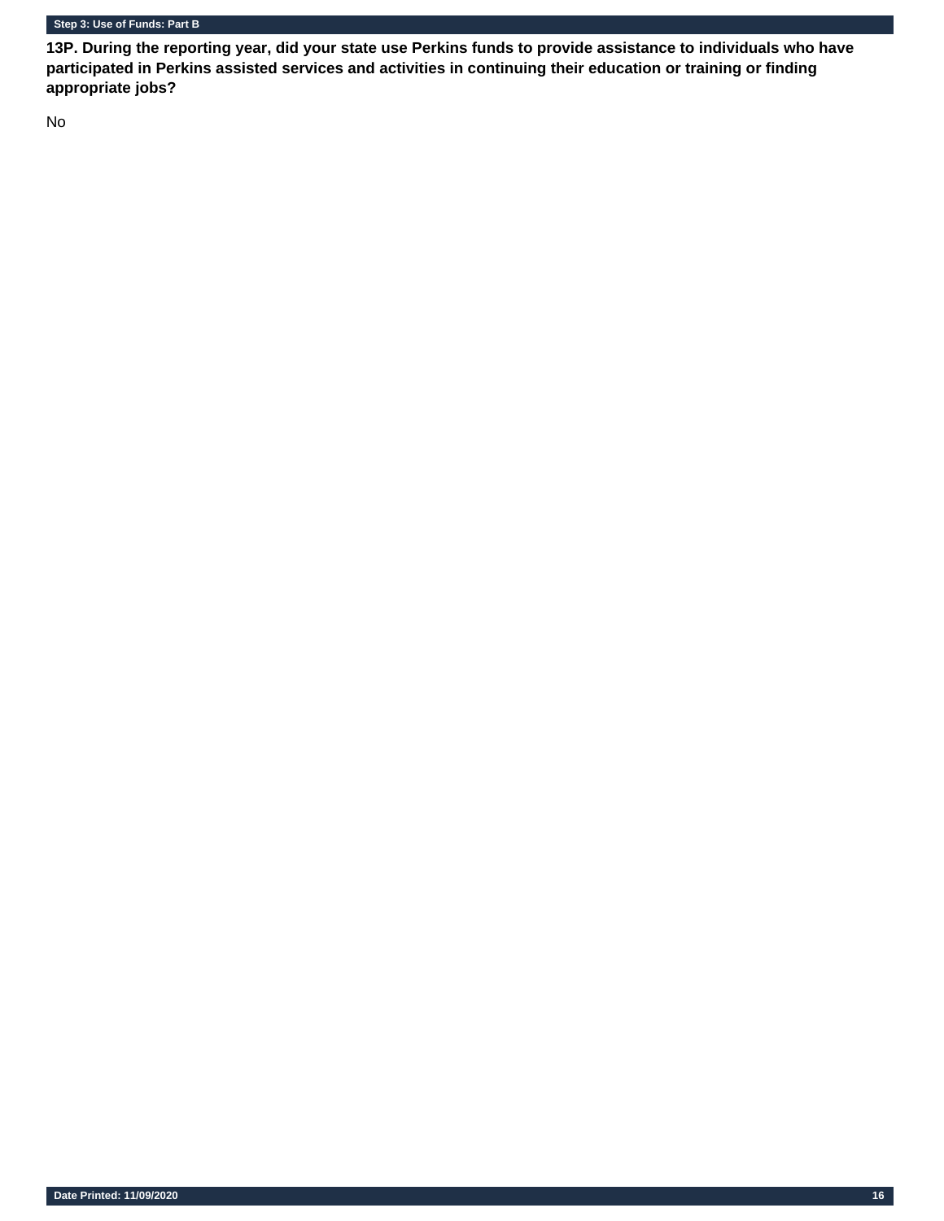## Step 3: Use of Funds: Part B

**13P. During the reporting year, did your state use Perkins funds to provide assistance to individuals who have participated in Perkins assisted services and activities in continuing their education or training or finding appropriate jobs?**

No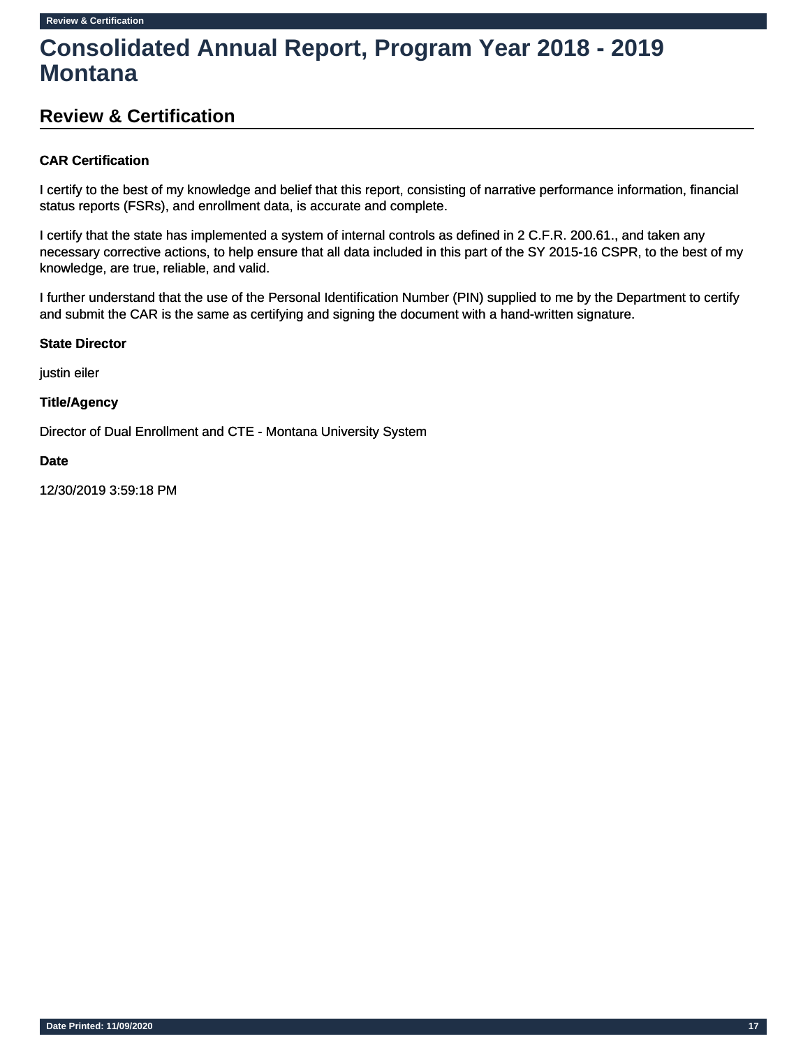# Consolidated Annual Report, Program Year 2018 - 2019 Montana

## Review & Certification

**CAR Certification**

I certify to the best of my knowledge and belief that this report, consisting of narrative performance information, financial status reports (FSRs), and enrollment data, is accurate and complete.

I certify that the state has implemented a system of internal controls as defined in 2 C.F.R. 200.61., and taken any necessary corrective actions, to help ensure that all data included in this part of the SY 2015-16 CSPR, to the best of my knowledge, are true, reliable, and valid.

I further understand that the use of the Personal Identification Number (PIN) supplied to me by the Department to certify and submit the CAR is the same as certifying and signing the document with a hand-written signature.

**State Director**

justin eiler

**Title/Agency**

Director of Dual Enrollment and CTE - Montana University System

**Date**

12/30/2019 3:59:18 PM